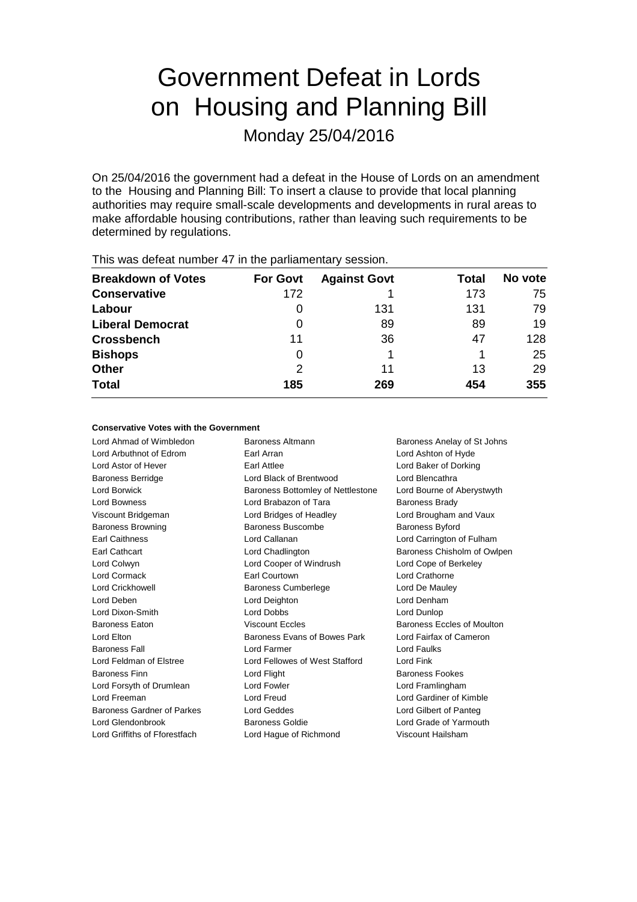# Government Defeat in Lords on Housing and Planning Bill

Monday 25/04/2016

On 25/04/2016 the government had a defeat in the House of Lords on an amendment to the Housing and Planning Bill: To insert a clause to provide that local planning authorities may require small-scale developments and developments in rural areas to make affordable housing contributions, rather than leaving such requirements to be determined by regulations.

This was defeat number 47 in the parliamentary session.

| Breakdown of Votes | For Govt | Against Govt | Total | No vote |
|---|---|---|---|---|
| **Conservative** | 172 | 1 | 173 | 75 |
| **Labour** | 0 | 131 | 131 | 79 |
| **Liberal Democrat** | 0 | 89 | 89 | 19 |
| **Crossbench** | 11 | 36 | 47 | 128 |
| **Bishops** | 0 | 1 | 1 | 25 |
| **Other** | 2 | 11 | 13 | 29 |
| **Total** | **185** | **269** | **454** | **355** |

#### Conservative Votes with the Government

Lord Ahmad of Wimbledon
Baroness Altmann
Baroness Anelay of St Johns
Lord Arbuthnot of Edrom
Earl Arran
Lord Ashton of Hyde
Lord Astor of Hever
Earl Attlee
Lord Baker of Dorking
Baroness Berridge
Lord Black of Brentwood
Lord Blencathra
Lord Borwick
Baroness Bottomley of Nettlestone
Lord Bourne of Aberystwyth
Lord Bowness
Lord Brabazon of Tara
Baroness Brady
Viscount Bridgeman
Lord Bridges of Headley
Lord Brougham and Vaux
Baroness Browning
Baroness Buscombe
Baroness Byford
Earl Caithness
Lord Callanan
Lord Carrington of Fulham
Earl Cathcart
Lord Chadlington
Baroness Chisholm of Owlpen
Lord Colwyn
Lord Cooper of Windrush
Lord Cope of Berkeley
Lord Cormack
Earl Courtown
Lord Crathorne
Lord Crickhowell
Baroness Cumberlege
Lord De Mauley
Lord Deben
Lord Deighton
Lord Denham
Lord Dixon-Smith
Lord Dobbs
Lord Dunlop
Baroness Eaton
Viscount Eccles
Baroness Eccles of Moulton
Lord Elton
Baroness Evans of Bowes Park
Lord Fairfax of Cameron
Baroness Fall
Lord Farmer
Lord Faulks
Lord Feldman of Elstree
Lord Fellowes of West Stafford
Lord Fink
Baroness Finn
Lord Flight
Baroness Fookes
Lord Forsyth of Drumlean
Lord Fowler
Lord Framlingham
Lord Freeman
Lord Freud
Lord Gardiner of Kimble
Baroness Gardner of Parkes
Lord Geddes
Lord Gilbert of Panteg
Lord Glendonbrook
Baroness Goldie
Lord Grade of Yarmouth
Lord Griffiths of Fforestfach
Lord Hague of Richmond
Viscount Hailsham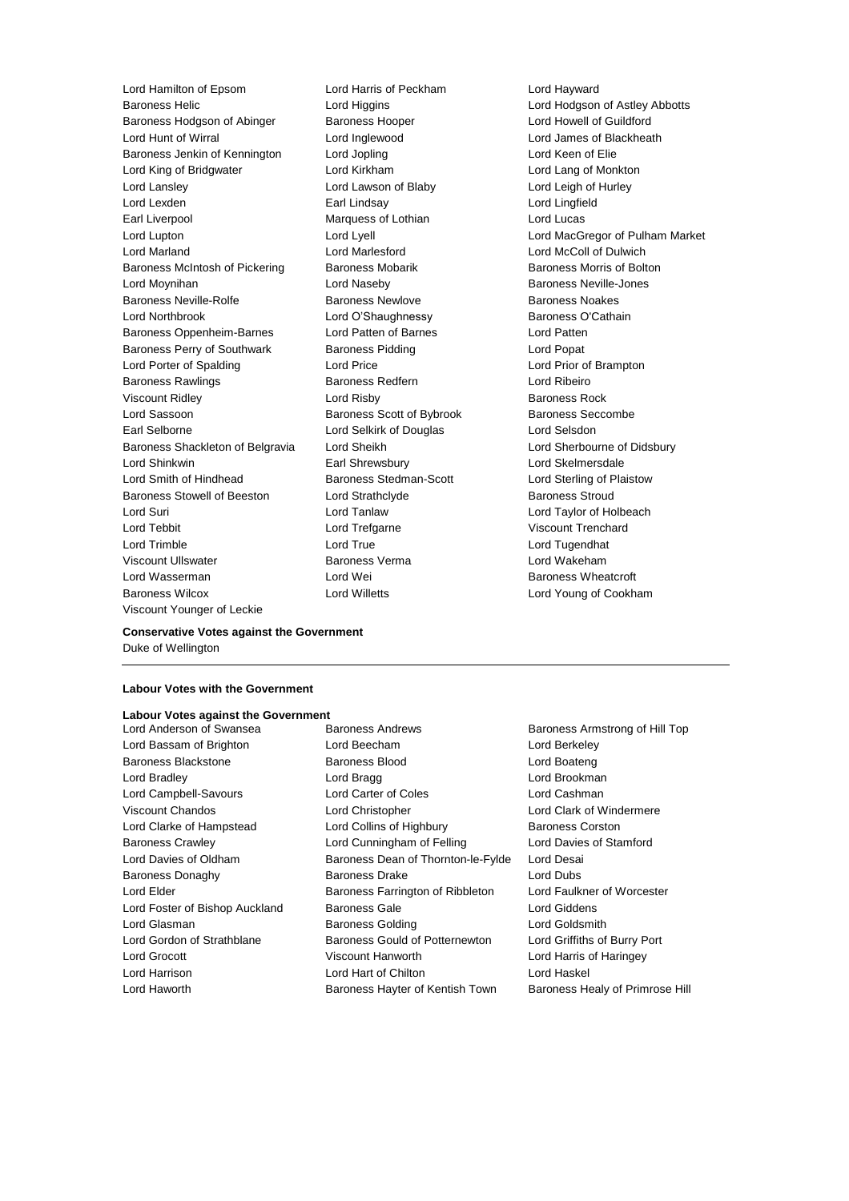Lord Hamilton of Epsom Lord Harris of Peckham Lord Hayward
Baroness Helic Lord Higgins Lord Hodgson of Astley Abbotts
Baroness Hodgson of Abinger Baroness Hooper Lord Howell of Guildford
Lord Hunt of Wirral Lord Inglewood Lord James of Blackheath
Baroness Jenkin of Kennington Lord Jopling Lord Keen of Elie
Lord King of Bridgwater Lord Kirkham Lord Lang of Monkton
Lord Lansley Lord Lawson of Blaby Lord Leigh of Hurley
Lord Lexden Earl Lindsay Lord Lingfield
Earl Liverpool Marquess of Lothian Lord Lucas
Lord Lupton Lord Lyell Lord MacGregor of Pulham Market
Lord Marland Lord Marlesford Lord McColl of Dulwich
Baroness McIntosh of Pickering Baroness Mobarik Baroness Morris of Bolton
Lord Moynihan Lord Naseby Baroness Neville-Jones
Baroness Neville-Rolfe Baroness Newlove Baroness Noakes
Lord Northbrook Lord O'Shaughnessy Baroness O'Cathain
Baroness Oppenheim-Barnes Lord Patten of Barnes Lord Patten
Baroness Perry of Southwark Baroness Pidding Lord Popat
Lord Porter of Spalding Lord Price Lord Prior of Brampton
Baroness Rawlings Baroness Redfern Lord Ribeiro
Viscount Ridley Lord Risby Baroness Rock
Lord Sassoon Baroness Scott of Bybrook Baroness Seccombe
Earl Selborne Lord Selkirk of Douglas Lord Selsdon
Baroness Shackleton of Belgravia Lord Sheikh Lord Sherbourne of Didsbury
Lord Shinkwin Earl Shrewsbury Lord Skelmersdale
Lord Smith of Hindhead Baroness Stedman-Scott Lord Sterling of Plaistow
Baroness Stowell of Beeston Lord Strathclyde Baroness Stroud
Lord Suri Lord Tanlaw Lord Taylor of Holbeach
Lord Tebbit Lord Trefgarne Viscount Trenchard
Lord Trimble Lord True Lord Tugendhat
Viscount Ullswater Baroness Verma Lord Wakeham
Lord Wasserman Lord Wei Baroness Wheatcroft
Baroness Wilcox Lord Willetts Lord Young of Cookham
Viscount Younger of Leckie

**Conservative Votes against the Government**

Duke of Wellington

---

**Labour Votes with the Government**

**Labour Votes against the Government**

Lord Anderson of Swansea Baroness Andrews Baroness Armstrong of Hill Top
Lord Bassam of Brighton Lord Beecham Lord Berkeley
Baroness Blackstone Baroness Blood Lord Boateng
Lord Bradley Lord Bragg Lord Brookman
Lord Campbell-Savours Lord Carter of Coles Lord Cashman
Viscount Chandos Lord Christopher Lord Clark of Windermere
Lord Clarke of Hampstead Lord Collins of Highbury Baroness Corston
Baroness Crawley Lord Cunningham of Felling Lord Davies of Stamford
Lord Davies of Oldham Baroness Dean of Thornton-le-Fylde Lord Desai
Baroness Donaghy Baroness Drake Lord Dubs
Lord Elder Baroness Farrington of Ribbleton Lord Faulkner of Worcester
Lord Foster of Bishop Auckland Baroness Gale Lord Giddens
Lord Glasman Baroness Golding Lord Goldsmith
Lord Gordon of Strathblane Baroness Gould of Potternewton Lord Griffiths of Burry Port
Lord Grocott Viscount Hanworth Lord Harris of Haringey
Lord Harrison Lord Hart of Chilton Lord Haskel
Lord Haworth Baroness Hayter of Kentish Town Baroness Healy of Primrose Hill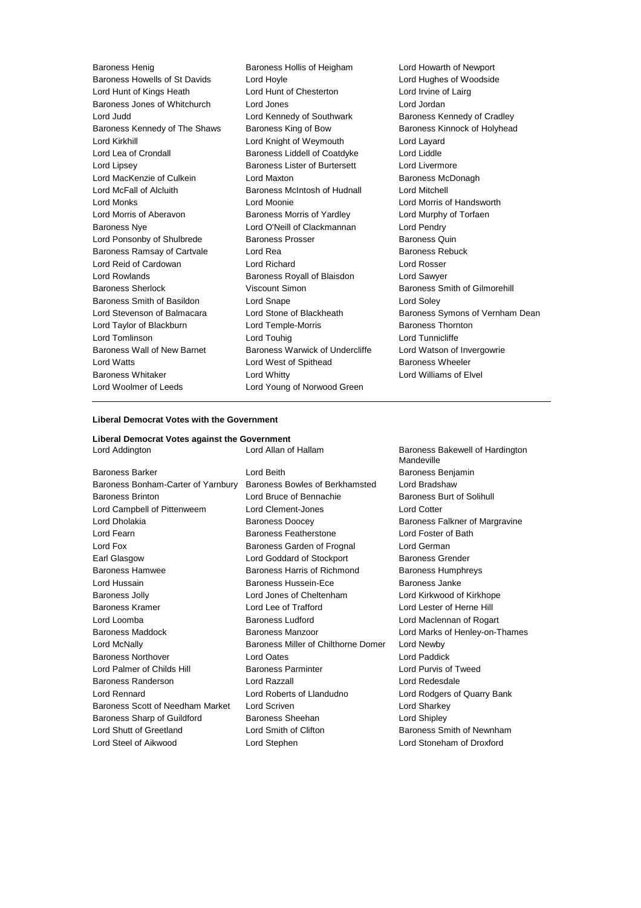Baroness Henig
Baroness Hollis of Heigham
Lord Howarth of Newport
Baroness Howells of St Davids
Lord Hoyle
Lord Hughes of Woodside
Lord Hunt of Kings Heath
Lord Hunt of Chesterton
Lord Irvine of Lairg
Baroness Jones of Whitchurch
Lord Jones
Lord Jordan
Lord Judd
Lord Kennedy of Southwark
Baroness Kennedy of Cradley
Baroness Kennedy of The Shaws
Baroness King of Bow
Baroness Kinnock of Holyhead
Lord Kirkhill
Lord Knight of Weymouth
Lord Layard
Lord Lea of Crondall
Baroness Liddell of Coatdyke
Lord Liddle
Lord Lipsey
Baroness Lister of Burtersett
Lord Livermore
Lord MacKenzie of Culkein
Lord Maxton
Baroness McDonagh
Lord McFall of Alcluith
Baroness McIntosh of Hudnall
Lord Mitchell
Lord Monks
Lord Moonie
Lord Morris of Handsworth
Lord Morris of Aberavon
Baroness Morris of Yardley
Lord Murphy of Torfaen
Baroness Nye
Lord O'Neill of Clackmannan
Lord Pendry
Lord Ponsonby of Shulbrede
Baroness Prosser
Baroness Quin
Baroness Ramsay of Cartvale
Lord Rea
Baroness Rebuck
Lord Reid of Cardowan
Lord Richard
Lord Rosser
Lord Rowlands
Baroness Royall of Blaisdon
Lord Sawyer
Baroness Sherlock
Viscount Simon
Baroness Smith of Gilmorehill
Baroness Smith of Basildon
Lord Snape
Lord Soley
Lord Stevenson of Balmacara
Lord Stone of Blackheath
Baroness Symons of Vernham Dean
Lord Taylor of Blackburn
Lord Temple-Morris
Baroness Thornton
Lord Tomlinson
Lord Touhig
Lord Tunnicliffe
Baroness Wall of New Barnet
Baroness Warwick of Undercliffe
Lord Watson of Invergowrie
Lord Watts
Lord West of Spithead
Baroness Wheeler
Baroness Whitaker
Lord Whitty
Lord Williams of Elvel
Lord Woolmer of Leeds
Lord Young of Norwood Green

---

**Liberal Democrat Votes with the Government**

**Liberal Democrat Votes against the Government**

Lord Addington
Lord Allan of Hallam
Baroness Bakewell of Hardington Mandeville
Baroness Barker
Lord Beith
Baroness Benjamin
Baroness Bonham-Carter of Yarnbury
Baroness Bowles of Berkhamsted
Lord Bradshaw
Baroness Brinton
Lord Bruce of Bennachie
Baroness Burt of Solihull
Lord Campbell of Pittenweem
Lord Clement-Jones
Lord Cotter
Lord Dholakia
Baroness Doocey
Baroness Falkner of Margravine
Lord Fearn
Baroness Featherstone
Lord Foster of Bath
Lord Fox
Baroness Garden of Frognal
Lord German
Earl Glasgow
Lord Goddard of Stockport
Baroness Grender
Baroness Hamwee
Baroness Harris of Richmond
Baroness Humphreys
Lord Hussain
Baroness Hussein-Ece
Baroness Janke
Baroness Jolly
Lord Jones of Cheltenham
Lord Kirkwood of Kirkhope
Baroness Kramer
Lord Lee of Trafford
Lord Lester of Herne Hill
Lord Loomba
Baroness Ludford
Lord Maclennan of Rogart
Baroness Maddock
Baroness Manzoor
Lord Marks of Henley-on-Thames
Lord McNally
Baroness Miller of Chilthorne Domer
Lord Newby
Baroness Northover
Lord Oates
Lord Paddick
Lord Palmer of Childs Hill
Baroness Parminter
Lord Purvis of Tweed
Baroness Randerson
Lord Razzall
Lord Redesdale
Lord Rennard
Lord Roberts of Llandudno
Lord Rodgers of Quarry Bank
Baroness Scott of Needham Market
Lord Scriven
Lord Sharkey
Baroness Sharp of Guildford
Baroness Sheehan
Lord Shipley
Lord Shutt of Greetland
Lord Smith of Clifton
Baroness Smith of Newnham
Lord Steel of Aikwood
Lord Stephen
Lord Stoneham of Droxford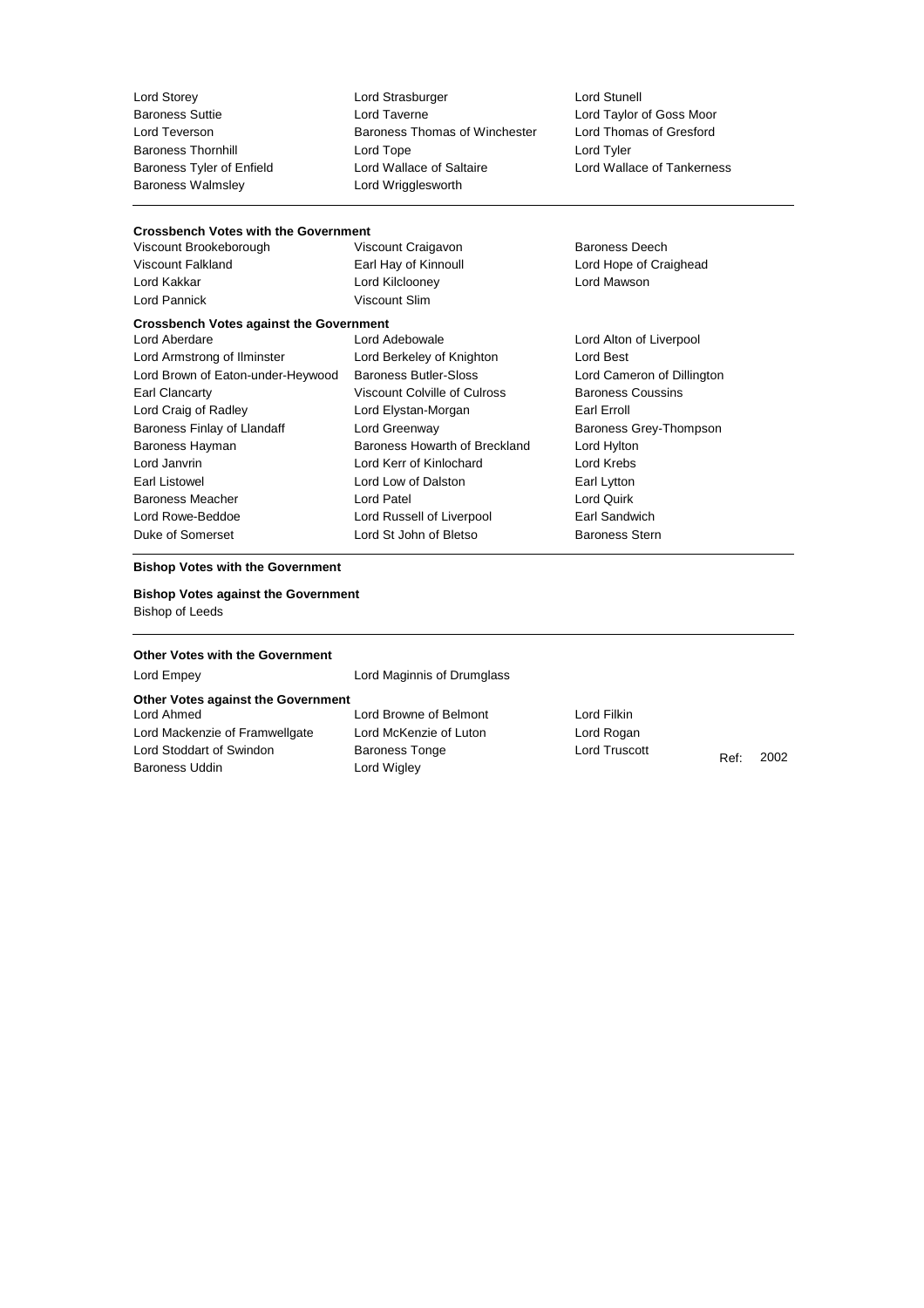Lord Storey
Lord Strasburger
Lord Stunell
Baroness Suttie
Lord Taverne
Lord Taylor of Goss Moor
Lord Teverson
Baroness Thomas of Winchester
Lord Thomas of Gresford
Baroness Thornhill
Lord Tope
Lord Tyler
Baroness Tyler of Enfield
Lord Wallace of Saltaire
Lord Wallace of Tankerness
Baroness Walmsley
Lord Wrigglesworth

---

**Crossbench Votes with the Government**

Viscount Brookeborough
Viscount Craigavon
Baroness Deech
Viscount Falkland
Earl Hay of Kinnoull
Lord Hope of Craighead
Lord Kakkar
Lord Kilclooney
Lord Mawson
Lord Pannick
Viscount Slim

**Crossbench Votes against the Government**

Lord Aberdare
Lord Adebowale
Lord Alton of Liverpool
Lord Armstrong of Ilminster
Lord Berkeley of Knighton
Lord Best
Lord Brown of Eaton-under-Heywood
Baroness Butler-Sloss
Lord Cameron of Dillington
Earl Clancarty
Viscount Colville of Culross
Baroness Coussins
Lord Craig of Radley
Lord Elystan-Morgan
Earl Erroll
Baroness Finlay of Llandaff
Lord Greenway
Baroness Grey-Thompson
Baroness Hayman
Baroness Howarth of Breckland
Lord Hylton
Lord Janvrin
Lord Kerr of Kinlochard
Lord Krebs
Earl Listowel
Lord Low of Dalston
Earl Lytton
Baroness Meacher
Lord Patel
Lord Quirk
Lord Rowe-Beddoe
Lord Russell of Liverpool
Earl Sandwich
Duke of Somerset
Lord St John of Bletso
Baroness Stern

---

**Bishop Votes with the Government**

**Bishop Votes against the Government**

Bishop of Leeds

---

**Other Votes with the Government**

Lord Empey
Lord Maginnis of Drumglass

**Other Votes against the Government**

Lord Ahmed
Lord Browne of Belmont
Lord Filkin
Lord Mackenzie of Framwellgate
Lord McKenzie of Luton
Lord Rogan
Lord Stoddart of Swindon
Baroness Tonge
Lord Truscott
Baroness Uddin
Lord Wigley

Ref: 2002